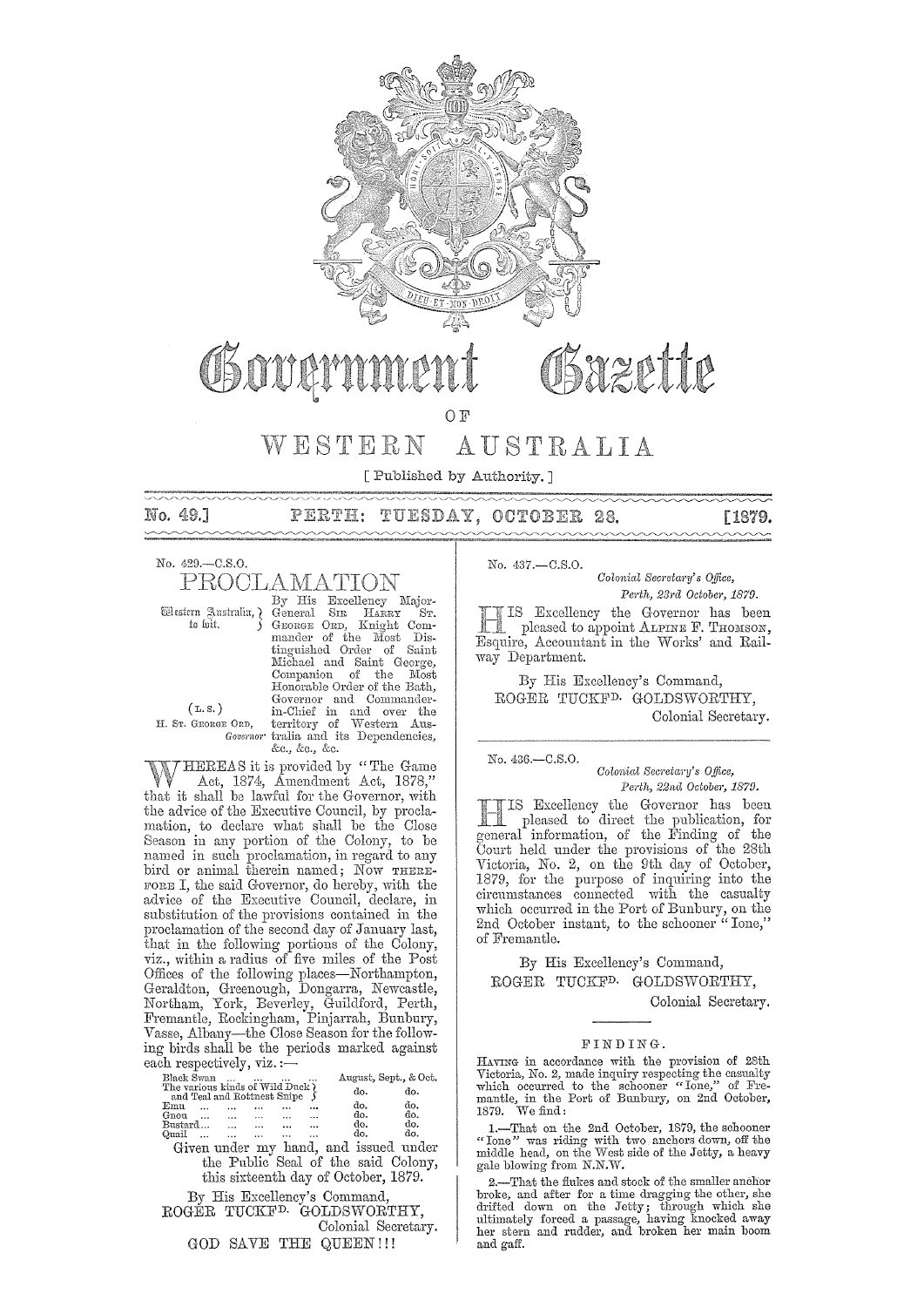# Government Gazette

OF

# WESTERN AUSTRALIA

[ Published by Authority. ]

No. 49.] PERTH: TUESDAY, OCTOBER 28. [1879.

No. 429.—C.S.O.

## PROCLAMATION

Western Australia, to wit.

(L. S.)
H. ST. GEORGE ORD,
Governor.

By His Excellency Major-General SIR HARRY ST. GEORGE ORD, Knight Commander of the Most Distinguished Order of Saint Michael and Saint George, Companion of the Most Honorable Order of the Bath, Governor and Commander-in-Chief in and over the territory of Western Australia and its Dependencies, &c., &c., &c.

WHEREAS it is provided by "The Game Act, 1874, Amendment Act, 1878," that it shall be lawful for the Governor, with the advice of the Executive Council, by proclamation, to declare what shall be the Close Season in any portion of the Colony, to be named in such proclamation, in regard to any bird or animal therein named; Now THEREFORE I, the said Governor, do hereby, with the advice of the Executive Council, declare, in substitution of the provisions contained in the proclamation of the second day of January last, that in the following portions of the Colony, viz., within a radius of five miles of the Post Offices of the following places—Northampton, Geraldton, Greenough, Dongarra, Newcastle, Northam, York, Beverley, Guildford, Perth, Fremantle, Rockingham, Pinjarrah, Bunbury, Vasse, Albany—the Close Season for the following birds shall be the periods marked against each respectively, viz.:—

| | |
|---|---|
| Black Swan ... ... ... ... | August, Sept., & Oct. |
| The various kinds of Wild Duck and Teal and Rottnest Snipe | do. do. |
| Emu ... ... ... ... ... | do. do. |
| Gnou ... ... ... ... ... | do. do. |
| Bustard... ... ... ... ... | do. do. |
| Quail ... ... ... ... ... | do. do. |

Given under my hand, and issued under the Public Seal of the said Colony, this sixteenth day of October, 1879.

By His Excellency's Command,
ROGER TUCKFD. GOLDSWORTHY,
Colonial Secretary.

GOD SAVE THE QUEEN!!!

---

No. 437.—C.S.O.

*Colonial Secretary's Office,*
*Perth, 23rd October, 1879.*

HIS Excellency the Governor has been pleased to appoint ALPINE F. THOMSON, Esquire, Accountant in the Works' and Railway Department.

By His Excellency's Command,
ROGER TUCKFD. GOLDSWORTHY,
Colonial Secretary.

---

No. 436.—C.S.O.

*Colonial Secretary's Office,*
*Perth, 22nd October, 1879.*

HIS Excellency the Governor has been pleased to direct the publication, for general information, of the Finding of the Court held under the provisions of the 28th Victoria, No. 2, on the 9th day of October, 1879, for the purpose of inquiring into the circumstances connected with the casualty which occurred in the Port of Bunbury, on the 2nd October instant, to the schooner "Ione," of Fremantle.

By His Excellency's Command,
ROGER TUCKFD. GOLDSWORTHY,
Colonial Secretary.

---

### FINDING.

HAVING in accordance with the provision of 28th Victoria, No. 2, made inquiry respecting the casualty which occurred to the schooner "Ione," of Fremantle, in the Port of Bunbury, on 2nd October, 1879. We find:

1.—That on the 2nd October, 1879, the schooner "Ione" was riding with two anchors down, off the middle head, on the West side of the Jetty, a heavy gale blowing from N.N.W.

2.—That the flukes and stock of the smaller anchor broke, and after for a time dragging the other, she drifted down on the Jetty; through which she ultimately forced a passage, having knocked away her stern and rudder, and broken her main boom and gaff.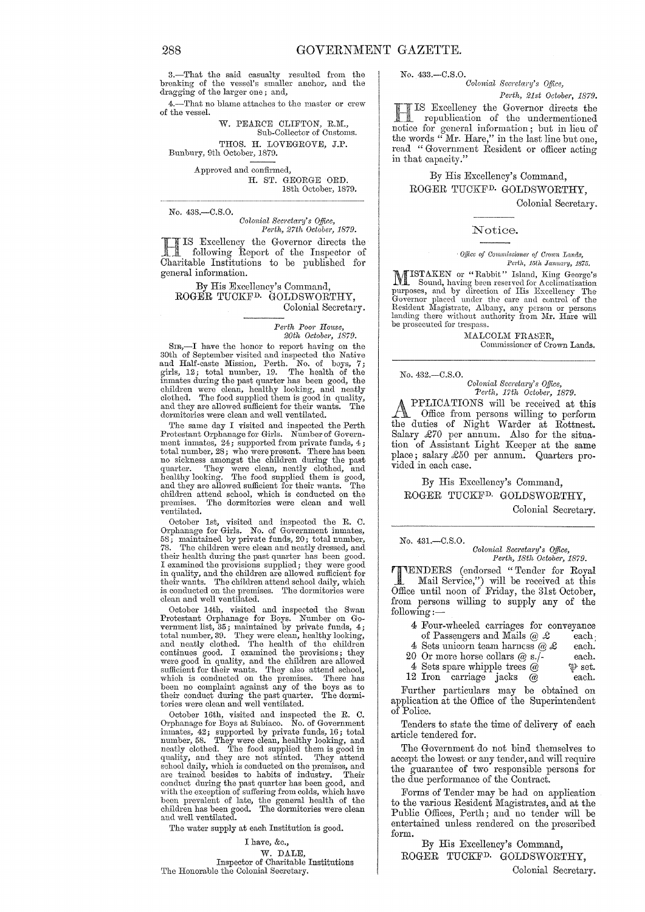3.—That the said casualty resulted from the breaking of the vessel's smaller anchor, and the dragging of the larger one; and,

4.—That no blame attaches to the master or crew of the vessel.

W. PEARCE CLIFTON, R.M.,
Sub-Collector of Customs.

THOS. H. LOVEGROVE, J.P.

Bunbury, 9th October, 1879.

Approved and confirmed,
H. ST. GEORGE ORD.
18th October, 1879.

---

No. 438.—C.S.O.

*Colonial Secretary's Office,*
*Perth, 27th October, 1879.*

HIS Excellency the Governor directs the following Report of the Inspector of Charitable Institutions to be published for general information.

By His Excellency's Command,
ROGER TUCKFD. GOLDSWORTHY,
Colonial Secretary.

*Perth Poor House,*
*20th October, 1879.*

SIR,—I have the honor to report having on the 30th of September visited and inspected the Native and Half-caste Mission, Perth. No. of boys, 7; girls, 12; total number, 19. The health of the inmates during the past quarter has been good, the children were clean, healthy looking, and neatly clothed. The food supplied them is good in quality, and they are allowed sufficient for their wants. The dormitories were clean and well ventilated.

The same day I visited and inspected the Perth Protestant Orphanage for Girls. Number of Government inmates, 24; supported from private funds, 4; total number, 28; who were present. There has been no sickness amongst the children during the past quarter. They were clean, neatly clothed, and healthy looking. The food supplied them is good, and they are allowed sufficient for their wants. The children attend school, which is conducted on the premises. The dormitories were clean and well ventilated.

October 1st, visited and inspected the R. C. Orphanage for Girls. No. of Government inmates, 58; maintained by private funds, 20; total number, 78. The children were clean and neatly dressed, and their health during the past quarter has been good. I examined the provisions supplied; they were good in quality, and the children are allowed sufficient for their wants. The children attend school daily, which is conducted on the premises. The dormitories were clean and well ventilated.

October 14th, visited and inspected the Swan Protestant Orphanage for Boys. Number on Government list, 35; maintained by private funds, 4; total number, 39. They were clean, healthy looking, and neatly clothed. The health of the children continues good. I examined the provisions; they were good in quality, and the children are allowed sufficient for their wants. They also attend school, which is conducted on the premises. There has been no complaint against any of the boys as to their conduct during the past quarter. The dormitories were clean and well ventilated.

October 16th, visited and inspected the R. C. Orphanage for Boys at Subiaco. No. of Government inmates, 42; supported by private funds, 16; total number, 58. They were clean, healthy looking, and neatly clothed. The food supplied them is good in quality, and they are not stinted. They attend school daily, which is conducted on the premises, and are trained besides to habits of industry. Their conduct during the past quarter has been good, and with the exception of suffering from colds, which have been prevalent of late, the general health of the children has been good. The dormitories were clean and well ventilated.

The water supply at each Institution is good.

I have, &c.,
W. DALE,
Inspector of Charitable Institutions

The Honorable the Colonial Secretary.

---

No. 433.—C.S.O.

*Colonial Secretary's Office,*
*Perth, 21st October, 1879.*

HIS Excellency the Governor directs the republication of the undermentioned notice for general information; but in lieu of the words "Mr. Hare," in the last line but one, read "Government Resident or officer acting in that capacity."

By His Excellency's Command,
ROGER TUCKFD. GOLDSWORTHY,
Colonial Secretary.

## Notice.

*Office of Commissioner of Crown Lands,*
*Perth, 15th January, 1875.*

MISTAKEN or "Rabbit" Island, King George's Sound, having been reserved for Acclimatization purposes, and by direction of His Excellency The Governor placed under the care and control of the Resident Magistrate, Albany, any person or persons landing there without authority from Mr. Hare will be prosecuted for trespass.

MALCOLM FRASER,
Commissioner of Crown Lands.

---

No. 432.—C.S.O.

*Colonial Secretary's Office,*
*Perth, 17th October, 1879.*

APPLICATIONS will be received at this Office from persons willing to perform the duties of Night Warder at Rottnest. Salary £70 per annum. Also for the situation of Assistant Light Keeper at the same place; salary £50 per annum. Quarters provided in each case.

By His Excellency's Command,
ROGER TUCKFD. GOLDSWORTHY,
Colonial Secretary.

---

No. 431.—C.S.O.

*Colonial Secretary's Office,*
*Perth, 18th October, 1879.*

TENDERS (endorsed "Tender for Royal Mail Service,") will be received at this Office until noon of Friday, the 31st October, from persons willing to supply any of the following:—

- 4 Four-wheeled carriages for conveyance of Passengers and Mails @ £ each.
- 4 Sets unicorn team harness @ £ each.
- 20 Or more horse collars @ s./- each.
- 4 Sets spare whipple trees @ ℔ set.
- 12 Iron carriage jacks @ each.

Further particulars may be obtained on application at the Office of the Superintendent of Police.

Tenders to state the time of delivery of each article tendered for.

The Government do not bind themselves to accept the lowest or any tender, and will require the guarantee of two responsible persons for the due performance of the Contract.

Forms of Tender may be had on application to the various Resident Magistrates, and at the Public Offices, Perth; and no tender will be entertained unless rendered on the prescribed form.

By His Excellency's Command,
ROGER TUCKFD. GOLDSWORTHY,
Colonial Secretary.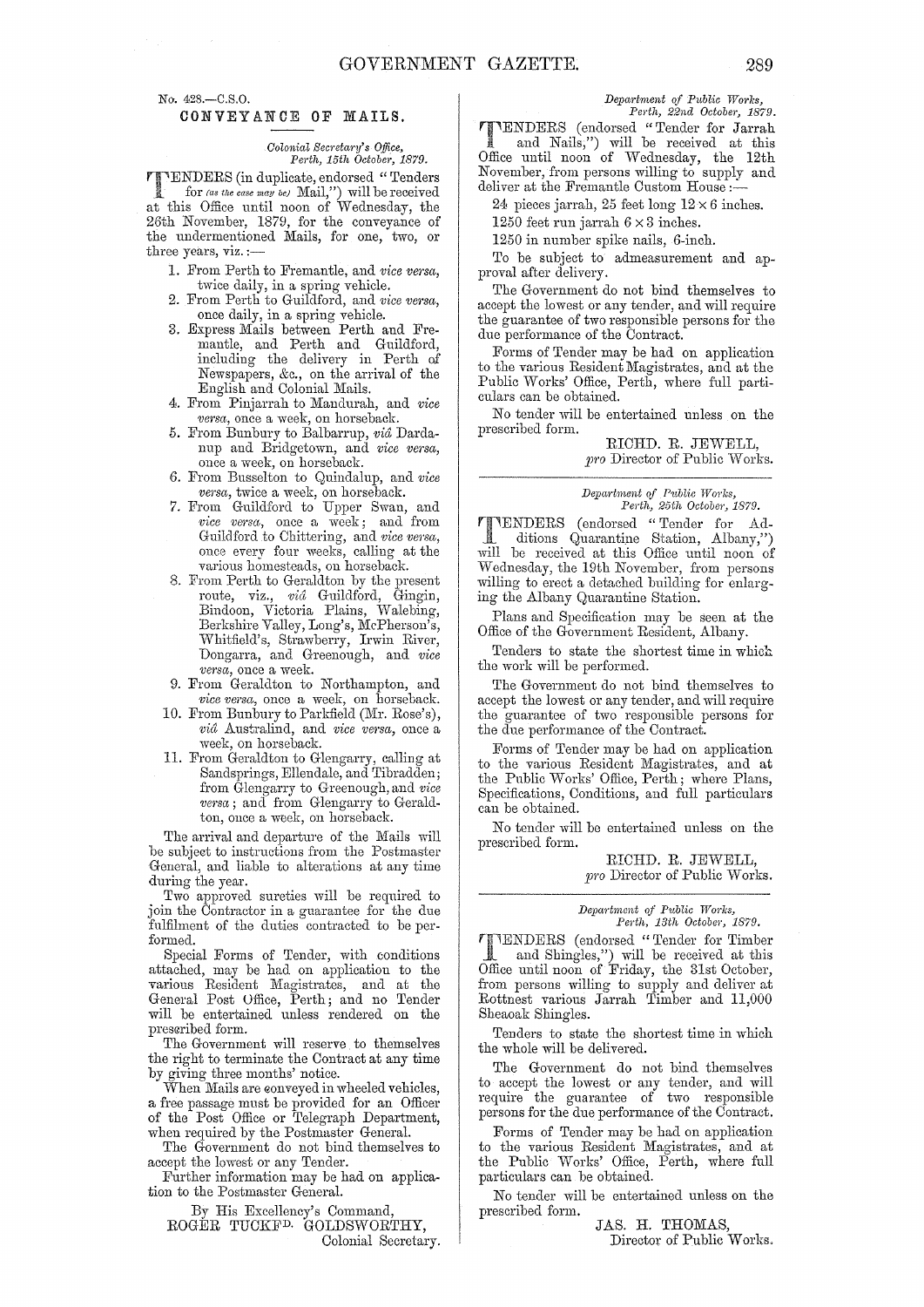No. 428.—C.S.O.

## CONVEYANCE OF MAILS.

*Colonial Secretary's Office,*
*Perth, 15th October, 1879.*

TENDERS (in duplicate, endorsed "Tenders for *(as the case may be)* Mail,") will be received at this Office until noon of Wednesday, the 26th November, 1879, for the conveyance of the undermentioned Mails, for one, two, or three years, viz.:—

1. From Perth to Fremantle, and *vice versa,* twice daily, in a spring vehicle.
2. From Perth to Guildford, and *vice versa,* once daily, in a spring vehicle.
3. Express Mails between Perth and Fremantle, and Perth and Guildford, including the delivery in Perth of Newspapers, &c., on the arrival of the English and Colonial Mails.
4. From Pinjarrah to Mandurah, and *vice versa,* once a week, on horseback.
5. From Bunbury to Balbarrup, *viâ* Dardanup and Bridgetown, and *vice versa,* once a week, on horseback.
6. From Busselton to Quindalup, and *vice versa,* twice a week, on horseback.
7. From Guildford to Upper Swan, and *vice versa,* once a week; and from Guildford to Chittering, and *vice versa,* once every four weeks, calling at the various homesteads, on horseback.
8. From Perth to Geraldton by the present route, viz., *viâ* Guildford, Gingin, Bindoon, Victoria Plains, Walebing, Berkshire Valley, Long's, McPherson's, Whitfield's, Strawberry, Irwin River, Dongarra, and Greenough, and *vice versa,* once a week.
9. From Geraldton to Northampton, and *vice versa,* once a week, on horseback.
10. From Bunbury to Parkfield (Mr. Rose's), *viâ* Australind, and *vice versa,* once a week, on horseback.
11. From Geraldton to Glengarry, calling at Sandsprings, Ellendale, and Tibradden; from Glengarry to Greenough, and *vice versa*; and from Glengarry to Geraldton, once a week, on horseback.

The arrival and departure of the Mails will be subject to instructions from the Postmaster General, and liable to alterations at any time during the year.

Two approved sureties will be required to join the Contractor in a guarantee for the due fulfilment of the duties contracted to be performed.

Special Forms of Tender, with conditions attached, may be had on application to the various Resident Magistrates, and at the General Post Office, Perth; and no Tender will be entertained unless rendered on the prescribed form.

The Government will reserve to themselves the right to terminate the Contract at any time by giving three months' notice.

When Mails are conveyed in wheeled vehicles, a free passage must be provided for an Officer of the Post Office or Telegraph Department, when required by the Postmaster General.

The Government do not bind themselves to accept the lowest or any Tender.

Further information may be had on application to the Postmaster General.

By His Excellency's Command,
ROGER TUCKF[D]. GOLDSWORTHY,
Colonial Secretary.

---

*Department of Public Works,*
*Perth, 22nd October, 1879.*

TENDERS (endorsed "Tender for Jarrah and Nails,") will be received at this Office until noon of Wednesday, the 12th November, from persons willing to supply and deliver at the Fremantle Custom House:—

24 pieces jarrah, 25 feet long 12 × 6 inches.

1250 feet run jarrah 6 × 3 inches.

1250 in number spike nails, 6-inch.

To be subject to admeasurement and approval after delivery.

The Government do not bind themselves to accept the lowest or any tender, and will require the guarantee of two responsible persons for the due performance of the Contract.

Forms of Tender may be had on application to the various Resident Magistrates, and at the Public Works' Office, Perth, where full particulars can be obtained.

No tender will be entertained unless on the prescribed form.

RICHD. R. JEWELL,
*pro* Director of Public Works.

---

*Department of Public Works,*
*Perth, 25th October, 1879.*

TENDERS (endorsed "Tender for Additions Quarantine Station, Albany,") will be received at this Office until noon of Wednesday, the 19th November, from persons willing to erect a detached building for enlarging the Albany Quarantine Station.

Plans and Specification may be seen at the Office of the Government Resident, Albany.

Tenders to state the shortest time in which the work will be performed.

The Government do not bind themselves to accept the lowest or any tender, and will require the guarantee of two responsible persons for the due performance of the Contract.

Forms of Tender may be had on application to the various Resident Magistrates, and at the Public Works' Office, Perth; where Plans, Specifications, Conditions, and full particulars can be obtained.

No tender will be entertained unless on the prescribed form.

RICHD. R. JEWELL,
*pro* Director of Public Works.

---

*Department of Public Works,*
*Perth, 13th October, 1879.*

TENDERS (endorsed "Tender for Timber and Shingles,") will be received at this Office until noon of Friday, the 31st October, from persons willing to supply and deliver at Rottnest various Jarrah Timber and 11,000 Sheaoak Shingles.

Tenders to state the shortest time in which the whole will be delivered.

The Government do not bind themselves to accept the lowest or any tender, and will require the guarantee of two responsible persons for the due performance of the Contract.

Forms of Tender may be had on application to the various Resident Magistrates, and at the Public Works' Office, Perth, where full particulars can be obtained.

No tender will be entertained unless on the prescribed form.

JAS. H. THOMAS,
Director of Public Works.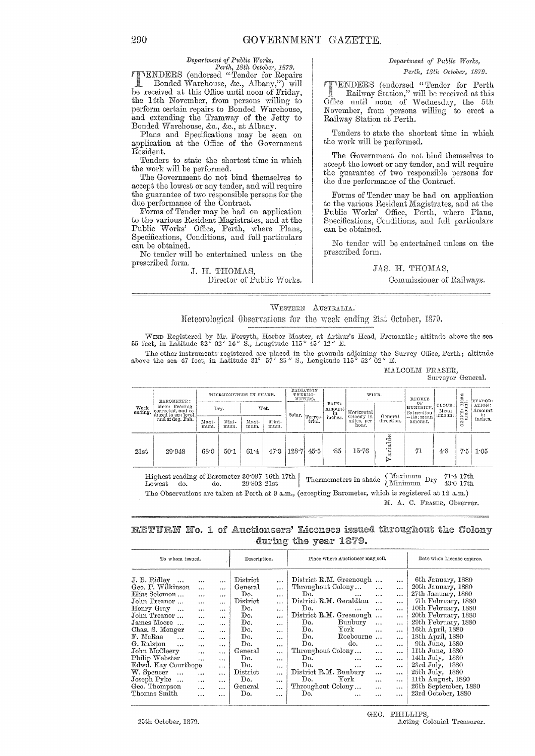*Department of Public Works,*
*Perth, 18th October, 1879.*

TENDERS (endorsed "Tender for Repairs Bonded Warehouse, &c., Albany,") will be received at this Office until noon of Friday, the 14th November, from persons willing to perform certain repairs to Bonded Warehouse, and extending the Tramway of the Jetty to Bonded Warehouse, &c., &c., at Albany.

Plans and Specifications may be seen on application at the Office of the Government Resident.

Tenders to state the shortest time in which the work will be performed.

The Government do not bind themselves to accept the lowest or any tender, and will require the guarantee of two responsible persons for the due performance of the Contract.

Forms of Tender may be had on application to the various Resident Magistrates, and at the Public Works' Office, Perth, where Plans, Specifications, Conditions, and full particulars can be obtained.

No tender will be entertained unless on the prescribed form.

J. H. THOMAS,
Director of Public Works.

*Department of Public Works,*
*Perth, 13th October, 1879.*

TENDERS (endorsed "Tender for Perth Railway Station," will be received at this Office until noon of Wednesday, the 5th November, from persons willing to erect a Railway Station at Perth.

Tenders to state the shortest time in which the work will be performed.

The Government do not bind themselves to accept the lowest or any tender, and will require the guarantee of two responsible persons for the due performance of the Contract.

Forms of Tender may be had on application to the various Resident Magistrates, and at the Public Works' Office, Perth, where Plans, Specifications, Conditions, and full particulars can be obtained.

No tender will be entertained unless on the prescribed form.

JAS. H. THOMAS,
Commissioner of Railways.

---

WESTERN AUSTRALIA.

## Meteorological Observations for the week ending 21st October, 1879.

WIND Registered by Mr. Forsyth, Harbor Master, at Arthur's Head, Fremantle; altitude above the sea 55 feet, in Latitude 32° 02′ 14″ S., Longitude 115° 45′ 12″ E.

The other instruments registered are placed in the grounds adjoining the Survey Office, Perth; altitude above the sea 47 feet, in Latitude 31° 57′ 25″ S., Longitude 115° 52′ 02″ E.

MALCOLM FRASER,
Surveyor General.

| Week ending. | BAROMETER: Mean Reading corrected, and reduced to sea level, and 32 deg. Fah. | THERMOMETERS IN SHADE. Dry. Maximum. | Dry. Minimum. | Wet. Maximum. | Wet. Minimum. | RADIATION THERMOMETERS. Solar. | Terrestrial. | RAIN: Amount in inches. | WIND. Horizontal velocity in miles, per hour. | General direction. | DEGREE OF HUMIDITY. Saturation =100: mean amount. | CLOUD: Mean amount. | OZONE: Mean amount. | EVAPORATION: Amount in inches. |
|---|---|---|---|---|---|---|---|---|---|---|---|---|---|---|
| 21st | 29·948 | 68·0 | 50·1 | 61·4 | 47·3 | 128·7 | 45·5 | ·85 | 15·76 | Variable | 71 | 4·8 | 7·5 | 1·05 |

Highest reading of Barometer 30·097 16th 17th
Lowest do. do. 29·802 21st

Thermometers in shade { Maximum Dry 71·4 17th; Minimum Dry 43·0 17th }

The Observations are taken at Perth at 9 a.m., (excepting Barometer, which is registered at 12 a.m.)

M. A. C. FRASER, Observer.

---

## RETURN No. 1 of Auctioneers' Licenses issued throughout the Colony during the year 1879.

| To whom issued. | Description. | Place where Auctioneer may sell. | Date when License expires. |
|---|---|---|---|
| J. B. Ridley | District | District R.M. Greenough | 6th January, 1880 |
| Geo. F. Wilkinson | General | Throughout Colony | 20th January, 1880 |
| Elias Solomon | Do. | Do. | 27th January, 1880 |
| John Treanor | District | District R.M. Geraldton | 7th February, 1880 |
| Henry Gray | Do. | Do. | 10th February, 1880 |
| John Treanor | Do. | District R.M. Greenough | 20th February, 1880 |
| James Moore | Do. | Do. Bunbury | 29th February, 1880 |
| Chas. S. Monger | Do. | Do. York | 16th April, 1880 |
| F. McRae | Do. | Do. Roebourne | 18th April, 1880 |
| G. Ralston | Do. | Do. do. | 9th June, 1880 |
| John McCleery | General | Throughout Colony | 11th June, 1880 |
| Philip Webster | Do. | Do. | 14th July, 1880 |
| Edwd. Kay Courthope | Do. | Do. | 23rd July, 1880 |
| W. Spencer | District | District R.M. Bunbury | 25th July, 1880 |
| Joseph Pyke | Do. | Do. York | 11th August, 1880 |
| Geo. Thompson | General | Throughout Colony | 26th September, 1880 |
| Thomas Smith | Do. | Do. | 23rd October, 1880 |

25th October, 1879.

GEO. PHILLIPS,
Acting Colonial Treasurer.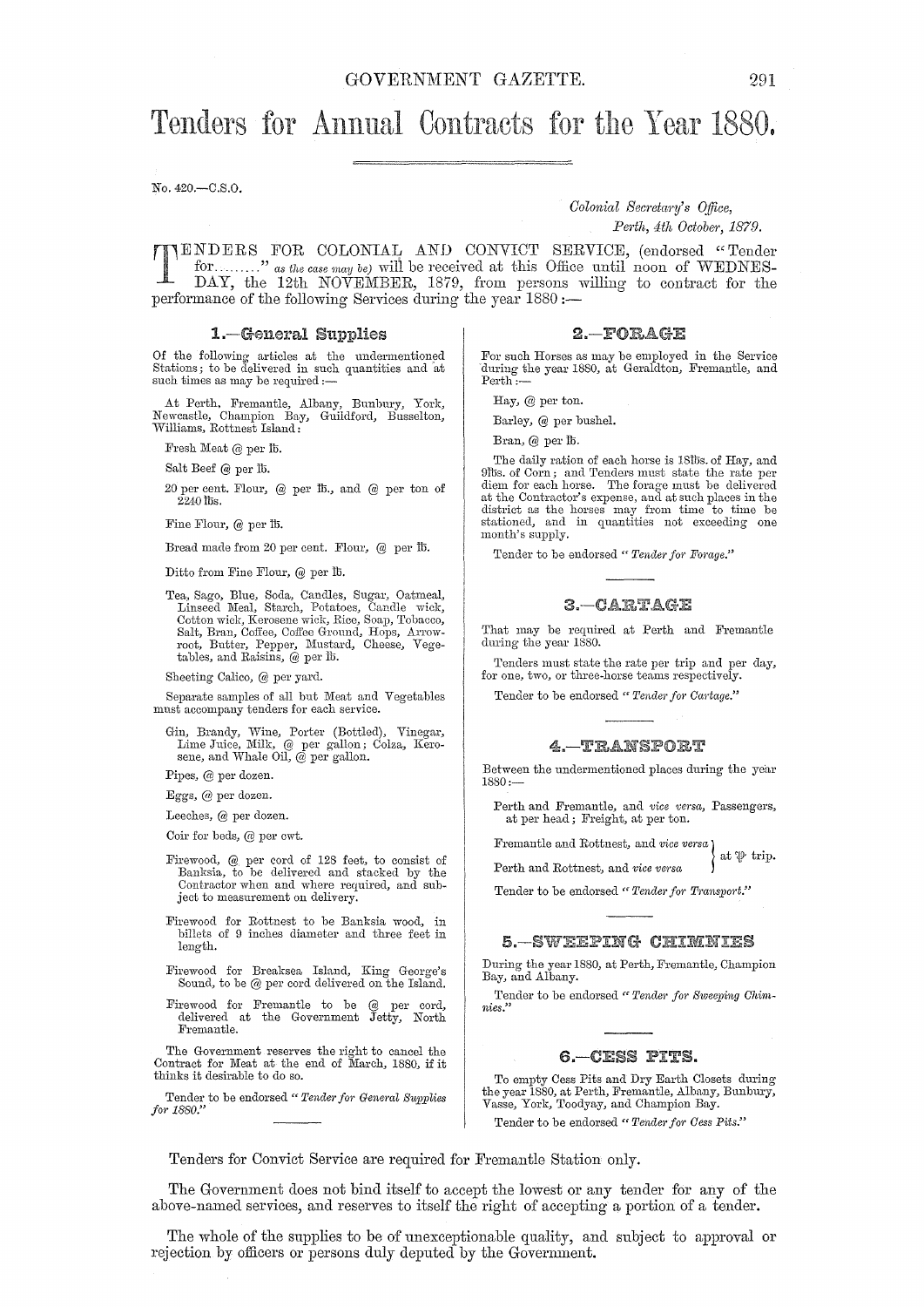# Tenders for Annual Contracts for the Year 1880.

No. 420.—C.S.O.

*Colonial Secretary's Office,*
*Perth, 4th October, 1879.*

TENDERS FOR COLONIAL AND CONVICT SERVICE, (endorsed "Tender for........" *as the case may be)* will be received at this Office until noon of WEDNESDAY, the 12th NOVEMBER, 1879, from persons willing to contract for the performance of the following Services during the year 1880:—

## 1.—General Supplies

Of the following articles at the undermentioned Stations; to be delivered in such quantities and at such times as may be required:—

At Perth, Fremantle, Albany, Bunbury, York, Newcastle, Champion Bay, Guildford, Busselton, Williams, Rottnest Island:

Fresh Meat @ per lb.

Salt Beef @ per lb.

20 per cent. Flour, @ per lb., and @ per ton of 2240 lbs.

Fine Flour, @ per lb.

Bread made from 20 per cent. Flour, @ per lb.

Ditto from Fine Flour, @ per lb.

Tea, Sago, Blue, Soda, Candles, Sugar, Oatmeal, Linseed Meal, Starch, Potatoes, Candle wick, Cotton wick, Kerosene wick, Rice, Soap, Tobacco, Salt, Bran, Coffee, Coffee Ground, Hops, Arrowroot, Butter, Pepper, Mustard, Cheese, Vegetables, and Raisins, @ per lb.

Sheeting Calico, @ per yard.

Separate samples of all but Meat and Vegetables must accompany tenders for each service.

Gin, Brandy, Wine, Porter (Bottled), Vinegar, Lime Juice, Milk, @ per gallon; Colza, Kerosene, and Whale Oil, @ per gallon.

Pipes, @ per dozen.

Eggs, @ per dozen.

Leeches, @ per dozen.

Coir for beds, @ per cwt.

Firewood, @ per cord of 128 feet, to consist of Banksia, to be delivered and stacked by the Contractor when and where required, and subject to measurement on delivery.

Firewood for Rottnest to be Banksia wood, in billets of 9 inches diameter and three feet in length.

Firewood for Breaksea Island, King George's Sound, to be @ per cord delivered on the Island.

Firewood for Fremantle to be @ per cord, delivered at the Government Jetty, North Fremantle.

The Government reserves the right to cancel the Contract for Meat at the end of March, 1880, if it thinks it desirable to do so.

Tender to be endorsed *"Tender for General Supplies for 1880."*

## 2.—FORAGE

For such Horses as may be employed in the Service during the year 1880, at Geraldton, Fremantle, and Perth:—

Hay, @ per ton.

Barley, @ per bushel.

Bran, @ per lb.

The daily ration of each horse is 18lbs. of Hay, and 9lbs. of Corn; and Tenders must state the rate per diem for each horse. The forage must be delivered at the Contractor's expense, and at such places in the district as the horses may from time to time be stationed, and in quantities not exceeding one month's supply.

Tender to be endorsed *"Tender for Forage."*

## 3.—CARTAGE

That may be required at Perth and Fremantle during the year 1880.

Tenders must state the rate per trip and per day, for one, two, or three-horse teams respectively.

Tender to be endorsed *"Tender for Cartage."*

## 4.—TRANSPORT

Between the undermentioned places during the year 1880:—

Perth and Fremantle, and *vice versa*, Passengers, at per head; Freight, at per ton.

Fremantle and Rottnest, and *vice versa* } at ℔ trip.
Perth and Rottnest, and *vice versa* }

Tender to be endorsed *"Tender for Transport."*

## 5.—SWEEPING CHIMNIES

During the year 1880, at Perth, Fremantle, Champion Bay, and Albany.

Tender to be endorsed *"Tender for Sweeping Chimnies."*

## 6.—CESS PITS.

To empty Cess Pits and Dry Earth Closets during the year 1880, at Perth, Fremantle, Albany, Bunbury, Vasse, York, Toodyay, and Champion Bay.

Tender to be endorsed *"Tender for Cess Pits."*

Tenders for Convict Service are required for Fremantle Station only.

The Government does not bind itself to accept the lowest or any tender for any of the above-named services, and reserves to itself the right of accepting a portion of a tender.

The whole of the supplies to be of unexceptionable quality, and subject to approval or rejection by officers or persons duly deputed by the Government.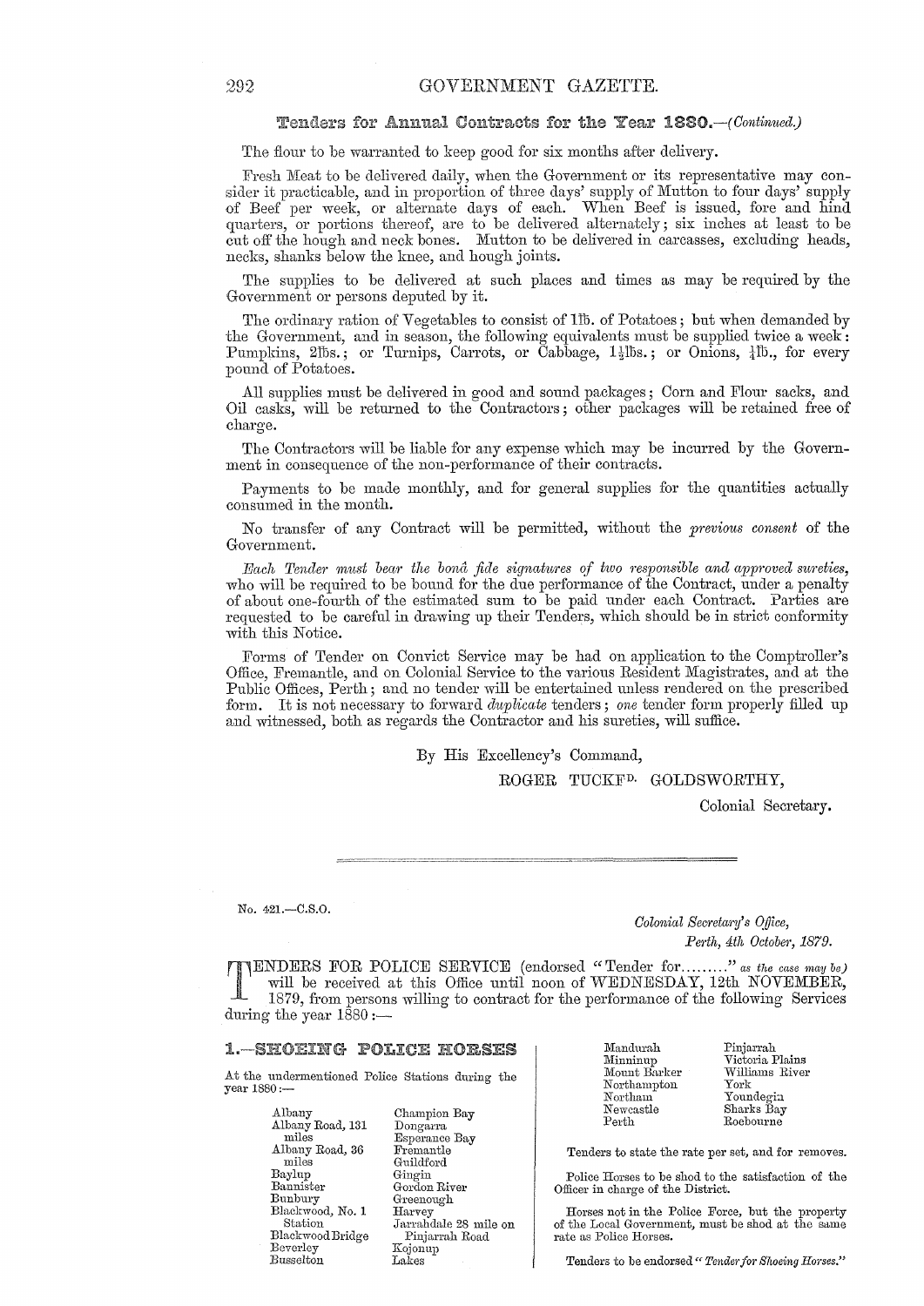## Tenders for Annual Contracts for the Year 1880.—*(Continued.)*

The flour to be warranted to keep good for six months after delivery.

Fresh Meat to be delivered daily, when the Government or its representative may consider it practicable, and in proportion of three days' supply of Mutton to four days' supply of Beef per week, or alternate days of each. When Beef is issued, fore and hind quarters, or portions thereof, are to be delivered alternately; six inches at least to be cut off the hough and neck bones. Mutton to be delivered in carcasses, excluding heads, necks, shanks below the knee, and hough joints.

The supplies to be delivered at such places and times as may be required by the Government or persons deputed by it.

The ordinary ration of Vegetables to consist of 1lb. of Potatoes; but when demanded by the Government, and in season, the following equivalents must be supplied twice a week: Pumpkins, 2lbs.; or Turnips, Carrots, or Cabbage, 1½lbs.; or Onions, ¼lb., for every pound of Potatoes.

All supplies must be delivered in good and sound packages; Corn and Flour sacks, and Oil casks, will be returned to the Contractors; other packages will be retained free of charge.

The Contractors will be liable for any expense which may be incurred by the Government in consequence of the non-performance of their contracts.

Payments to be made monthly, and for general supplies for the quantities actually consumed in the month.

No transfer of any Contract will be permitted, without the *previous consent* of the Government.

*Each Tender must bear the bonâ fide signatures of two responsible and approved sureties,* who will be required to be bound for the due performance of the Contract, under a penalty of about one-fourth of the estimated sum to be paid under each Contract. Parties are requested to be careful in drawing up their Tenders, which should be in strict conformity with this Notice.

Forms of Tender on Convict Service may be had on application to the Comptroller's Office, Fremantle, and on Colonial Service to the various Resident Magistrates, and at the Public Offices, Perth; and no tender will be entertained unless rendered on the prescribed form. It is not necessary to forward *duplicate* tenders; *one* tender form properly filled up and witnessed, both as regards the Contractor and his sureties, will suffice.

By His Excellency's Command,

ROGER TUCKFD. GOLDSWORTHY,

Colonial Secretary.

---

No. 421.—C.S.O.

*Colonial Secretary's Office,*
*Perth, 4th October, 1879.*

TENDERS FOR POLICE SERVICE (endorsed "Tender for.........." *as the case may be*) will be received at this Office until noon of WEDNESDAY, 12th NOVEMBER, 1879, from persons willing to contract for the performance of the following Services during the year 1880:—

### 1.—SHOEING POLICE HORSES

At the undermentioned Police Stations during the year 1880:—

Albany
Albany Road, 131 miles
Albany Road, 36 miles
Baylup
Bannister
Bunbury
Blackwood, No. 1 Station
Blackwood Bridge
Beverley
Busselton
Champion Bay
Dongarra
Esperance Bay
Fremantle
Guildford
Gingin
Gordon River
Greenough
Harvey
Jarrahdale 28 mile on Pinjarrah Road
Kojonup
Lakes
Mandurah
Minninup
Mount Barker
Northampton
Northam
Newcastle
Perth
Pinjarrah
Victoria Plains
Williams River
York
Youndegin
Sharks Bay
Roebourne

Tenders to state the rate per set, and for removes.

Police Horses to be shod to the satisfaction of the Officer in charge of the District.

Horses not in the Police Force, but the property of the Local Government, must be shod at the same rate as Police Horses.

Tenders to be endorsed "*Tender for Shoeing Horses.*"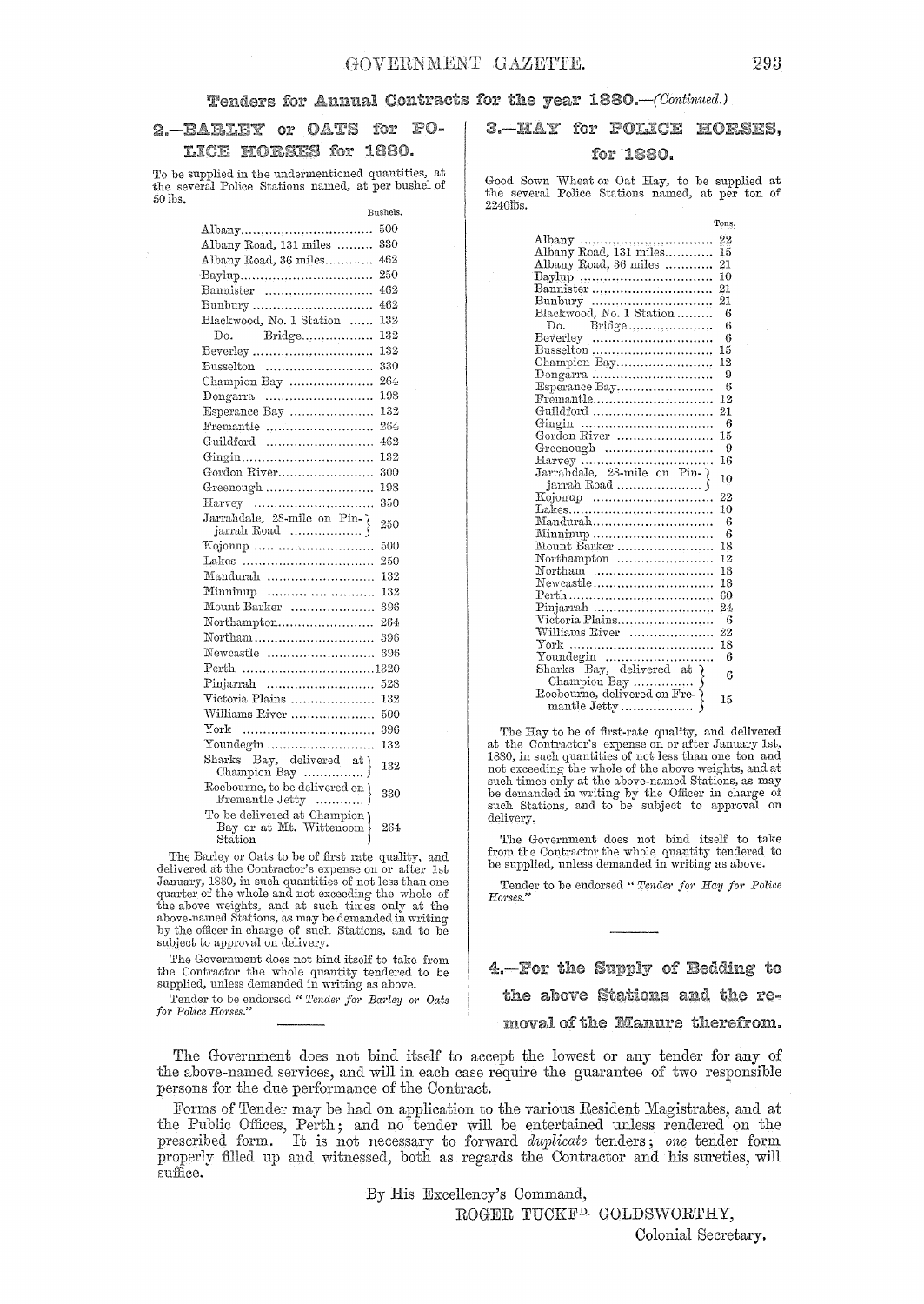Tenders for Annual Contracts for the year 1880.—*(Continued.)*

## 2.—BARLEY or OATS for POLICE HORSES for 1880.

To be supplied in the undermentioned quantities, at the several Police Stations named, at per bushel of 50 lbs.

| | Bushels. |
|---|---|
| Albany | 500 |
| Albany Road, 131 miles | 330 |
| Albany Road, 36 miles | 462 |
| Baylup | 250 |
| Bannister | 462 |
| Bunbury | 462 |
| Blackwood, No. 1 Station | 132 |
| Do. Bridge | 132 |
| Beverley | 132 |
| Busselton | 330 |
| Champion Bay | 264 |
| Dongarra | 198 |
| Esperance Bay | 132 |
| Fremantle | 264 |
| Guildford | 462 |
| Gingin | 132 |
| Gordon River | 300 |
| Greenough | 198 |
| Harvey | 350 |
| Jarrahdale, 28-mile on Pinjarrah Road | 250 |
| Kojonup | 500 |
| Lakes | 250 |
| Mandurah | 132 |
| Minninup | 132 |
| Mount Barker | 396 |
| Northampton | 264 |
| Northam | 396 |
| Newcastle | 396 |
| Perth | 1320 |
| Pinjarrah | 528 |
| Victoria Plains | 132 |
| Williams River | 500 |
| York | 396 |
| Youndegin | 132 |
| Sharks Bay, delivered at Champion Bay | 132 |
| Roebourne, to be delivered on Fremantle Jetty | 330 |
| To be delivered at Champion Bay or at Mt. Wittenoom Station | 264 |

The Barley or Oats to be of first rate quality, and delivered at the Contractor's expense on or after 1st January, 1880, in such quantities of not less than one quarter of the whole and not exceeding the whole of the above weights, and at such times only at the above-named Stations, as may be demanded in writing by the officer in charge of such Stations, and to be subject to approval on delivery.

The Government does not bind itself to take from the Contractor the whole quantity tendered to be supplied, unless demanded in writing as above.

Tender to be endorsed "*Tender for Barley or Oats for Police Horses.*"

## 3.—HAY for POLICE HORSES, for 1880.

Good Sown Wheat or Oat Hay, to be supplied at the several Police Stations named, at per ton of 2240lbs.

| | Tons. |
|---|---|
| Albany | 22 |
| Albany Road, 131 miles | 15 |
| Albany Road, 36 miles | 21 |
| Baylup | 10 |
| Bannister | 21 |
| Bunbury | 21 |
| Blackwood, No. 1 Station | 6 |
| Do. Bridge | 6 |
| Beverley | 6 |
| Busselton | 15 |
| Champion Bay | 12 |
| Dongarra | 9 |
| Esperance Bay | 6 |
| Fremantle | 12 |
| Guildford | 21 |
| Gingin | 6 |
| Gordon River | 15 |
| Greenough | 9 |
| Harvey | 16 |
| Jarrahdale, 28-mile on Pinjarrah Road | 10 |
| Kojonup | 22 |
| Lakes | 10 |
| Mandurah | 6 |
| Minninup | 6 |
| Mount Barker | 18 |
| Northampton | 12 |
| Northam | 18 |
| Newcastle | 18 |
| Perth | 60 |
| Pinjarrah | 24 |
| Victoria Plains | 6 |
| Williams River | 22 |
| York | 18 |
| Youndegin | 6 |
| Sharks Bay, delivered at Champion Bay | 6 |
| Roebourne, delivered on Fremantle Jetty | 15 |

The Hay to be of first-rate quality, and delivered at the Contractor's expense on or after January 1st, 1880, in such quantities of not less than one ton and not exceeding the whole of the above weights, and at such times only at the above-named Stations, as may be demanded in writing by the Officer in charge of such Stations, and to be subject to approval on delivery.

The Government does not bind itself to take from the Contractor the whole quantity tendered to be supplied, unless demanded in writing as above.

Tender to be endorsed "*Tender for Hay for Police Horses.*"

## 4.—For the Supply of Bedding to the above Stations and the removal of the Manure therefrom.

The Government does not bind itself to accept the lowest or any tender for any of the above-named services, and will in each case require the guarantee of two responsible persons for the due performance of the Contract.

Forms of Tender may be had on application to the various Resident Magistrates, and at the Public Offices, Perth; and no tender will be entertained unless rendered on the prescribed form. It is not necessary to forward *duplicate* tenders; *one* tender form properly filled up and witnessed, both as regards the Contractor and his sureties, will suffice.

By His Excellency's Command,

ROGER TUCKFD. GOLDSWORTHY,

Colonial Secretary.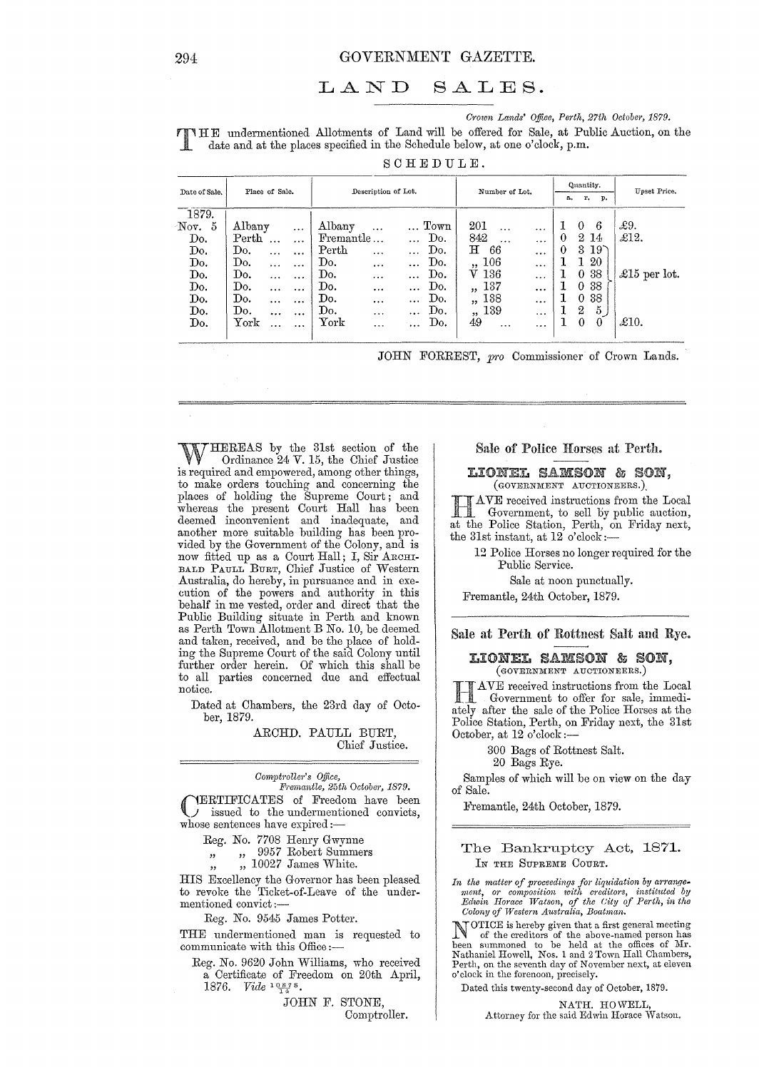# LAND SALES.

*Crown Lands' Office, Perth, 27th October, 1879.*

THE undermentioned Allotments of Land will be offered for Sale, at Public Auction, on the date and at the places specified in the Schedule below, at one o'clock, p.m.

SCHEDULE.

| Date of Sale. | Place of Sale. | Description of Lot. | Number of Lot. | Quantity. a. | r. | p. | Upset Price. |
|---|---|---|---|---|---|---|---|
| 1879. | | | | | | | |
| Nov. 5 | Albany ... | Albany ... ... Town | 201 ... ... | 1 | 0 | 6 | £9. |
| Do. | Perth ... ... | Fremantle ... ... Do. | 842 ... ... | 0 | 2 | 14 | £12. |
| Do. | Do. ... ... | Perth ... ... Do. | H 66 ... | 0 | 3 | 19 | £15 per lot. |
| Do. | Do. ... ... | Do. ... ... Do. | „ 106 ... | 1 | 1 | 20 | |
| Do. | Do. ... ... | Do. ... ... Do. | V 136 ... | 1 | 0 | 38 | |
| Do. | Do. ... ... | Do. ... ... Do. | „ 137 ... | 1 | 0 | 38 | |
| Do. | Do. ... ... | Do. ... ... Do. | „ 138 ... | 1 | 0 | 38 | |
| Do. | Do. ... ... | Do. ... ... Do. | „ 139 ... | 1 | 2 | 5 | |
| Do. | York ... ... | York ... ... Do. | 49 ... ... | 1 | 0 | 0 | £10. |

JOHN FORREST, *pro* Commissioner of Crown Lands.

---

WHEREAS by the 31st section of the Ordinance 24 V. 15, the Chief Justice is required and empowered, among other things, to make orders touching and concerning the places of holding the Supreme Court; and whereas the present Court Hall has been deemed inconvenient and inadequate, and another more suitable building has been provided by the Government of the Colony, and is now fitted up as a Court Hall; I, Sir ARCHIBALD PAULL BURT, Chief Justice of Western Australia, do hereby, in pursuance and in execution of the powers and authority in this behalf in me vested, order and direct that the Public Building situate in Perth and known as Perth Town Allotment B No. 10, be deemed and taken, received, and be the place of holding the Supreme Court of the said Colony until further order herein. Of which this shall be to all parties concerned due and effectual notice.

Dated at Chambers, the 23rd day of October, 1879.

ARCHD. PAULL BURT,
Chief Justice.

---

*Comptroller's Office,*
*Fremantle, 25th October, 1879.*

CERTIFICATES of Freedom have been issued to the undermentioned convicts, whose sentences have expired:—

Reg. No. 7708 Henry Gwynne
„ „ 9957 Robert Summers
„ „ 10027 James White.

HIS Excellency the Governor has been pleased to revoke the Ticket-of-Leave of the undermentioned convict:—

Reg. No. 9545 James Potter.

THE undermentioned man is requested to communicate with this Office:—

Reg. No. 9620 John Williams, who received a Certificate of Freedom on 20th April, 1876. *Vide* 10878/14.

JOHN F. STONE,
Comptroller.

---

## Sale of Police Horses at Perth.

### LIONEL SAMSON & SON,
(GOVERNMENT AUCTIONEERS.)

HAVE received instructions from the Local Government, to sell by public auction, at the Police Station, Perth, on Friday next, the 31st instant, at 12 o'clock:—

12 Police Horses no longer required for the Public Service.

Sale at noon punctually.

Fremantle, 24th October, 1879.

---

## Sale at Perth of Rottnest Salt and Rye.

### LIONEL SAMSON & SON,
(GOVERNMENT AUCTIONEERS.)

HAVE received instructions from the Local Government to offer for sale, immediately after the sale of the Police Horses at the Police Station, Perth, on Friday next, the 31st October, at 12 o'clock:—

300 Bags of Rottnest Salt.
20 Bags Rye.

Samples of which will be on view on the day of Sale.

Fremantle, 24th October, 1879.

---

## The Bankruptcy Act, 1871.

IN THE SUPREME COURT.

*In the matter of proceedings for liquidation by arrangement, or composition with creditors, instituted by Edwin Horace Watson, of the City of Perth, in the Colony of Western Australia, Boatman.*

NOTICE is hereby given that a first general meeting of the creditors of the above-named person has been summoned to be held at the offices of Mr. Nathaniel Howell, Nos. 1 and 2 Town Hall Chambers, Perth, on the seventh day of November next, at eleven o'clock in the forenoon, precisely.

Dated this twenty-second day of October, 1879.

NATH. HOWELL,
Attorney for the said Edwin Horace Watson.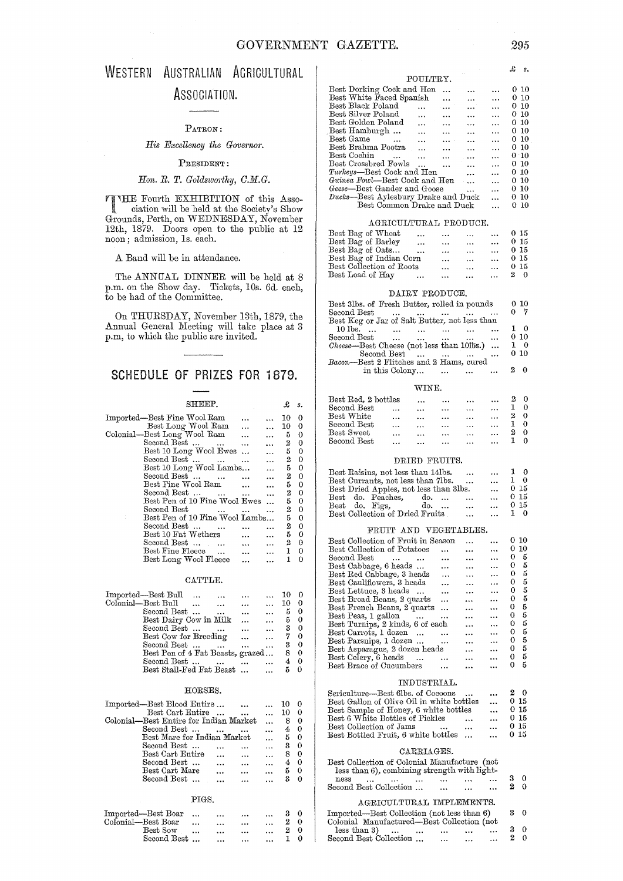# Western Australian Agricultural Association.

PATRON:

*His Excellency the Governor.*

PRESIDENT:

*Hon. R. T. Goldsworthy, C.M.G.*

THE Fourth EXHIBITION of this Association will be held at the Society's Show Grounds, Perth, on WEDNESDAY, November 12th, 1879. Doors open to the public at 12 noon; admission, 1s. each.

A Band will be in attendance.

The ANNUAL DINNER will be held at 8 p.m. on the Show day. Tickets, 10s. 6d. each, to be had of the Committee.

On THURSDAY, November 13th, 1879, the Annual General Meeting will take place at 3 p.m, to which the public are invited.

## SCHEDULE OF PRIZES FOR 1879.

### SHEEP.

| | £ | s. |
|---|---|---|
| Imported—Best Fine Wool Ram | 10 | 0 |
| Best Long Wool Ram | 10 | 0 |
| Colonial—Best Long Wool Ram | 5 | 0 |
| Second Best | 2 | 0 |
| Best 10 Long Wool Ewes | 5 | 0 |
| Second Best | 2 | 0 |
| Best 10 Long Wool Lambs | 5 | 0 |
| Second Best | 2 | 0 |
| Best Fine Wool Ram | 5 | 0 |
| Second Best | 2 | 0 |
| Best Pen of 10 Fine Wool Ewes | 5 | 0 |
| Second Best | 2 | 0 |
| Best Pen of 10 Fine Wool Lambs | 5 | 0 |
| Second Best | 2 | 0 |
| Best 10 Fat Wethers | 5 | 0 |
| Second Best | 2 | 0 |
| Best Fine Fleece | 1 | 0 |
| Best Long Wool Fleece | 1 | 0 |

### CATTLE.

| | £ | s. |
|---|---|---|
| Imported—Best Bull | 10 | 0 |
| Colonial—Best Bull | 10 | 0 |
| Second Best | 5 | 0 |
| Best Dairy Cow in Milk | 5 | 0 |
| Second Best | 3 | 0 |
| Best Cow for Breeding | 7 | 0 |
| Second Best | 3 | 0 |
| Best Pen of 4 Fat Beasts, grazed | 8 | 0 |
| Second Best | 4 | 0 |
| Best Stall-Fed Fat Beast | 5 | 0 |

### HORSES.

| | £ | s. |
|---|---|---|
| Imported—Best Blood Entire | 10 | 0 |
| Best Cart Entire | 10 | 0 |
| Colonial—Best Entire for Indian Market | 8 | 0 |
| Second Best | 4 | 0 |
| Best Mare for Indian Market | 5 | 0 |
| Second Best | 3 | 0 |
| Best Cart Entire | 8 | 0 |
| Second Best | 4 | 0 |
| Best Cart Mare | 5 | 0 |
| Second Best | 3 | 0 |

### PIGS.

| | £ | s. |
|---|---|---|
| Imported—Best Boar | 3 | 0 |
| Colonial—Best Boar | 2 | 0 |
| Best Sow | 2 | 0 |
| Second Best | 1 | 0 |

### POULTRY.

| | £ | s. |
|---|---|---|
| Best Dorking Cock and Hen | 0 | 10 |
| Best White Faced Spanish | 0 | 10 |
| Best Black Poland | 0 | 10 |
| Best Silver Poland | 0 | 10 |
| Best Golden Poland | 0 | 10 |
| Best Hamburgh | 0 | 10 |
| Best Game | 0 | 10 |
| Best Brahma Pootra | 0 | 10 |
| Best Cochin | 0 | 10 |
| Best Crossbred Fowls | 0 | 10 |
| *Turkeys*—Best Cock and Hen | 0 | 10 |
| *Guinea Fowl*—Best Cock and Hen | 0 | 10 |
| *Geese*—Best Gander and Goose | 0 | 10 |
| *Ducks*—Best Aylesbury Drake and Duck | 0 | 10 |
| Best Common Drake and Duck | 0 | 10 |

### AGRICULTURAL PRODUCE.

| | £ | s. |
|---|---|---|
| Best Bag of Wheat | 0 | 15 |
| Best Bag of Barley | 0 | 15 |
| Best Bag of Oats | 0 | 15 |
| Best Bag of Indian Corn | 0 | 15 |
| Best Collection of Roots | 0 | 15 |
| Best Load of Hay | 2 | 0 |

### DAIRY PRODUCE.

| | £ | s. |
|---|---|---|
| Best 3lbs. of Fresh Butter, rolled in pounds | 0 | 10 |
| Second Best | 0 | 7 |
| Best Keg or Jar of Salt Butter, not less than 10 lbs. | 1 | 0 |
| Second Best | 0 | 10 |
| *Cheese*—Best Cheese (not less than 10lbs.) | 1 | 0 |
| Second Best | 0 | 10 |
| *Bacon*—Best 2 Flitches and 2 Hams, cured in this Colony | 2 | 0 |

### WINE.

| | £ | s. |
|---|---|---|
| Best Red, 2 bottles | 2 | 0 |
| Second Best | 1 | 0 |
| Best White | 2 | 0 |
| Second Best | 1 | 0 |
| Best Sweet | 2 | 0 |
| Second Best | 1 | 0 |

### DRIED FRUITS.

| | £ | s. |
|---|---|---|
| Best Raisins, not less than 14lbs. | 1 | 0 |
| Best Currants, not less than 7lbs. | 1 | 0 |
| Best Dried Apples, not less than 3lbs. | 0 | 15 |
| Best do. Peaches, do. | 0 | 15 |
| Best do. Figs, do. | 0 | 15 |
| Best Collection of Dried Fruits | 1 | 0 |

### FRUIT AND VEGETABLES.

| | £ | s. |
|---|---|---|
| Best Collection of Fruit in Season | 0 | 10 |
| Best Collection of Potatoes | 0 | 10 |
| Second Best | 0 | 5 |
| Best Cabbage, 6 heads | 0 | 5 |
| Best Red Cabbage, 3 heads | 0 | 5 |
| Best Cauliflowers, 3 heads | 0 | 5 |
| Best Lettuce, 3 heads | 0 | 5 |
| Best Broad Beans, 2 quarts | 0 | 5 |
| Best French Beans, 2 quarts | 0 | 5 |
| Best Peas, 1 gallon | 0 | 5 |
| Best Turnips, 2 kinds, 6 of each | 0 | 5 |
| Best Carrots, 1 dozen | 0 | 5 |
| Best Parsnips, 1 dozen | 0 | 5 |
| Best Asparagus, 2 dozen heads | 0 | 5 |
| Best Celery, 6 heads | 0 | 5 |
| Best Brace of Cucumbers | 0 | 5 |

### INDUSTRIAL.

| | £ | s. |
|---|---|---|
| Sericulture—Best 6lbs. of Cocoons | 2 | 0 |
| Best Gallon of Olive Oil in white bottles | 0 | 15 |
| Best Sample of Honey, 6 white bottles | 0 | 15 |
| Best 6 White Bottles of Pickles | 0 | 15 |
| Best Collection of Jams | 0 | 15 |
| Best Bottled Fruit, 6 white bottles | 0 | 15 |

### CARRIAGES.

| | £ | s. |
|---|---|---|
| Best Collection of Colonial Manufacture (not less than 6), combining strength with lightness | 3 | 0 |
| Second Best Collection | 2 | 0 |

### AGRICULTURAL IMPLEMENTS.

| | £ | s. |
|---|---|---|
| Imported—Best Collection (not less than 6) | 3 | 0 |
| Colonial Manufactured—Best Collection (not less than 3) | 3 | 0 |
| Second Best Collection | 2 | 0 |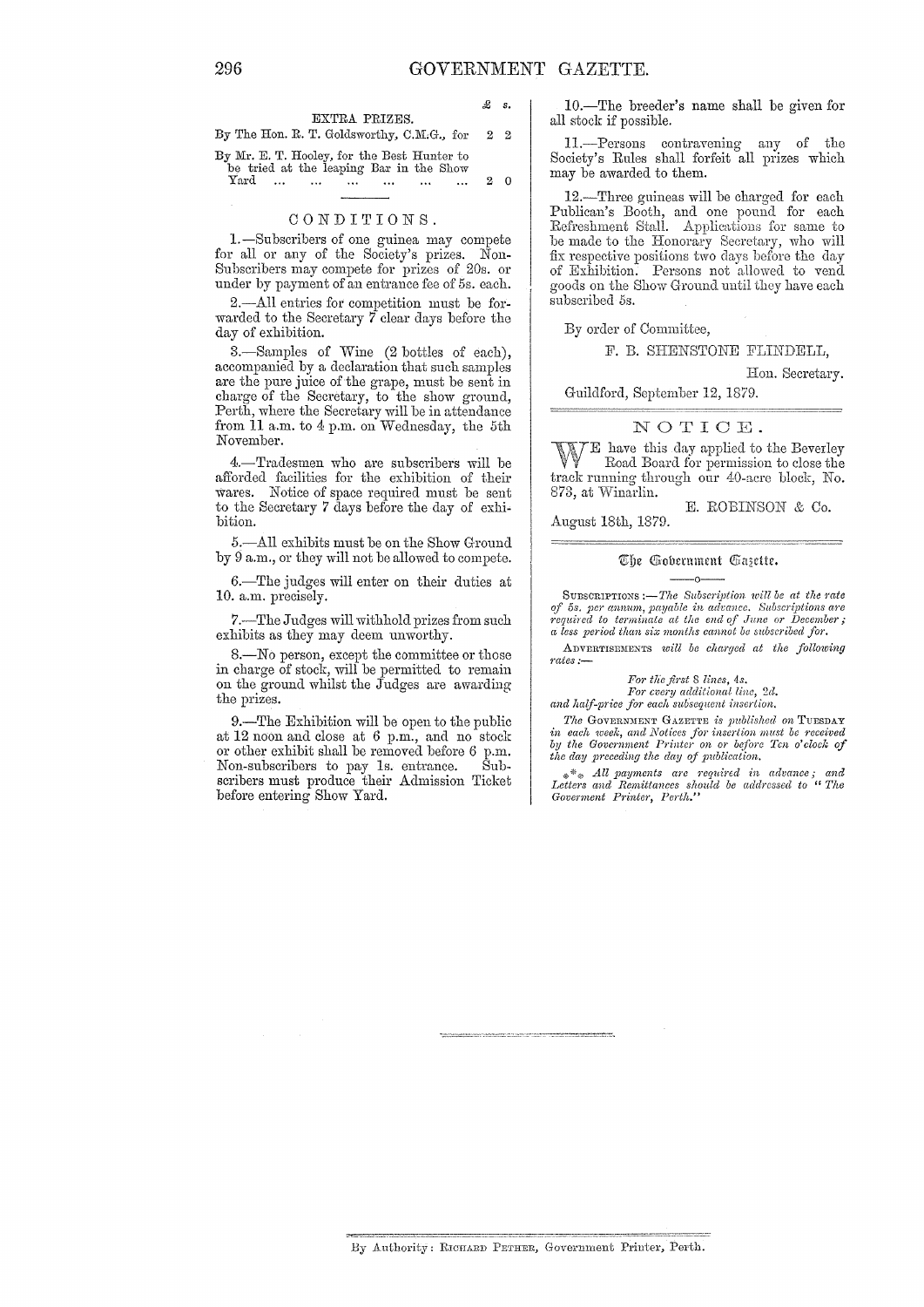| | £ | s. |
|---|---|---|
| EXTRA PRIZES. | | |
| By The Hon. R. T. Goldsworthy, C.M.G., for | 2 | 2 |
| By Mr. E. T. Hooley, for the Best Hunter to be tried at the leaping Bar in the Show Yard ... ... ... ... ... ... | 2 | 0 |

## CONDITIONS.

1.—Subscribers of one guinea may compete for all or any of the Society's prizes. Non-Subscribers may compete for prizes of 20s. or under by payment of an entrance fee of 5s. each.

2.—All entries for competition must be forwarded to the Secretary 7 clear days before the day of exhibition.

3.—Samples of Wine (2 bottles of each), accompanied by a declaration that such samples are the pure juice of the grape, must be sent in charge of the Secretary, to the show ground, Perth, where the Secretary will be in attendance from 11 a.m. to 4 p.m. on Wednesday, the 5th November.

4.—Tradesmen who are subscribers will be afforded facilities for the exhibition of their wares. Notice of space required must be sent to the Secretary 7 days before the day of exhibition.

5.—All exhibits must be on the Show Ground by 9 a.m., or they will not be allowed to compete.

6.—The judges will enter on their duties at 10. a.m. precisely.

7.—The Judges will withhold prizes from such exhibits as they may deem unworthy.

8.—No person, except the committee or those in charge of stock, will be permitted to remain on the ground whilst the Judges are awarding the prizes.

9.—The Exhibition will be open to the public at 12 noon and close at 6 p.m., and no stock or other exhibit shall be removed before 6 p.m. Non-subscribers to pay 1s. entrance. Subscribers must produce their Admission Ticket before entering Show Yard.

10.—The breeder's name shall be given for all stock if possible.

11.—Persons contravening any of the Society's Rules shall forfeit all prizes which may be awarded to them.

12.—Three guineas will be charged for each Publican's Booth, and one pound for each Refreshment Stall. Applications for same to be made to the Honorary Secretary, who will fix respective positions two days before the day of Exhibition. Persons not allowed to vend goods on the Show Ground until they have each subscribed 5s.

By order of Committee,

F. B. SHENSTONE FLINDELL,

Hon. Secretary.

Guildford, September 12, 1879.

## NOTICE.

WE have this day applied to the Beverley Road Board for permission to close the track running through our 40-acre block, No. 873, at Winarlin.

E. ROBINSON & Co.

August 18th, 1879.

### The Government Gazette.

SUBSCRIPTIONS:—*The Subscription will be at the rate of 5s. per annum, payable in advance. Subscriptions are required to terminate at the end of June or December; a less period than six months cannot be subscribed for.*

ADVERTISEMENTS *will be charged at the following rates:—*

*For the first 8 lines, 4s.*
*For every additional line, 2d.*
*and half-price for each subsequent insertion.*

*The* GOVERNMENT GAZETTE *is published on* TUESDAY *in each week, and Notices for insertion must be received by the Government Printer on or before Ten o'clock of the day preceding the day of publication.*

*\*\*\* All payments are required in advance; and Letters and Remittances should be addressed to "The Goverment Printer, Perth."*

By Authority: RICHARD PETHER, Government Printer, Perth.